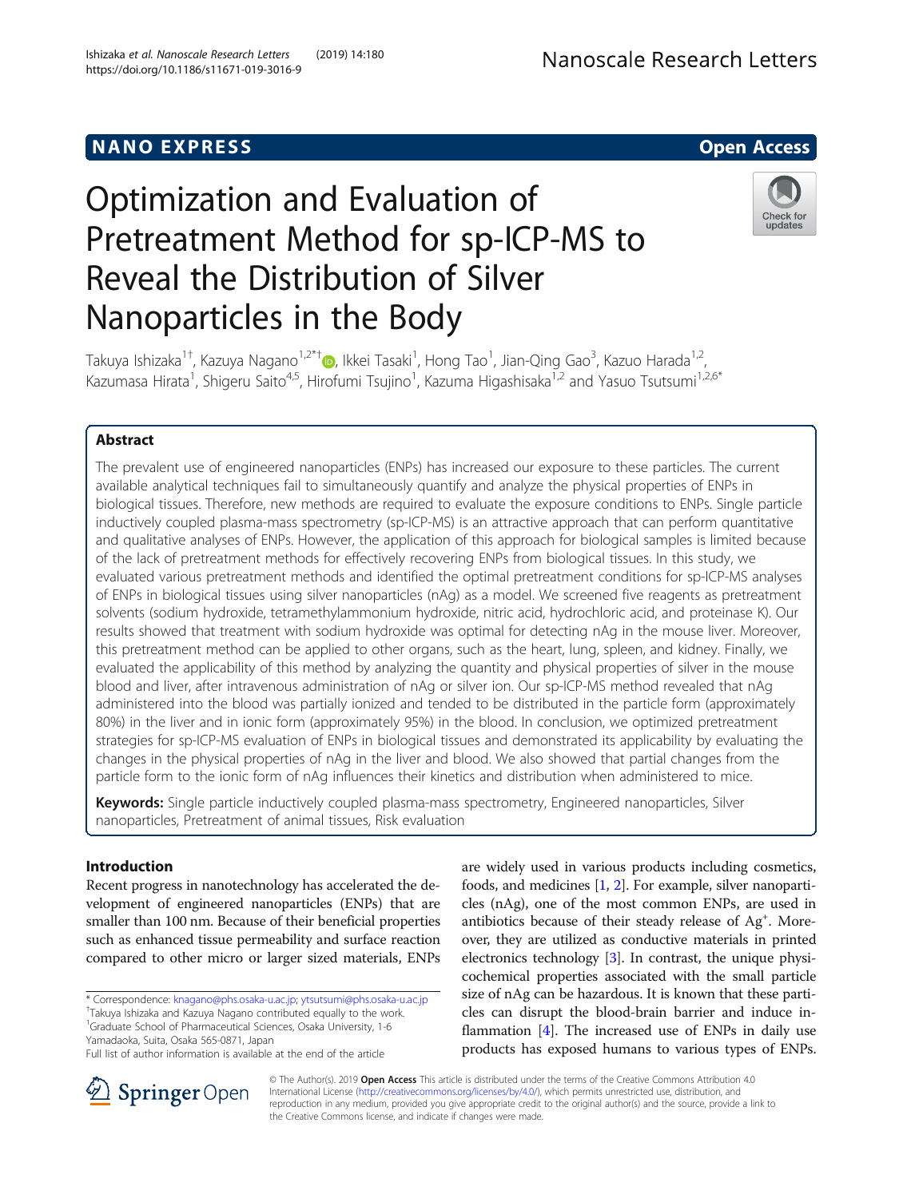NANO EXPRESS

Open Access

# Optimization and Evaluation of Pretreatment Method for sp-ICP-MS to Reveal the Distribution of Silver Nanoparticles in the Body

Takuya Ishizaka[1†], Kazuya Nagano[1,2*†], Ikkei Tasaki[1], Hong Tao[1], Jian-Qing Gao[3], Kazuo Harada[1,2], Kazumasa Hirata[1], Shigeru Saito[4,5], Hirofumi Tsujino[1], Kazuma Higashisaka[1,2] and Yasuo Tsutsumi[1,2,6*]

## Abstract

The prevalent use of engineered nanoparticles (ENPs) has increased our exposure to these particles. The current available analytical techniques fail to simultaneously quantify and analyze the physical properties of ENPs in biological tissues. Therefore, new methods are required to evaluate the exposure conditions to ENPs. Single particle inductively coupled plasma-mass spectrometry (sp-ICP-MS) is an attractive approach that can perform quantitative and qualitative analyses of ENPs. However, the application of this approach for biological samples is limited because of the lack of pretreatment methods for effectively recovering ENPs from biological tissues. In this study, we evaluated various pretreatment methods and identified the optimal pretreatment conditions for sp-ICP-MS analyses of ENPs in biological tissues using silver nanoparticles (nAg) as a model. We screened five reagents as pretreatment solvents (sodium hydroxide, tetramethylammonium hydroxide, nitric acid, hydrochloric acid, and proteinase K). Our results showed that treatment with sodium hydroxide was optimal for detecting nAg in the mouse liver. Moreover, this pretreatment method can be applied to other organs, such as the heart, lung, spleen, and kidney. Finally, we evaluated the applicability of this method by analyzing the quantity and physical properties of silver in the mouse blood and liver, after intravenous administration of nAg or silver ion. Our sp-ICP-MS method revealed that nAg administered into the blood was partially ionized and tended to be distributed in the particle form (approximately 80%) in the liver and in ionic form (approximately 95%) in the blood. In conclusion, we optimized pretreatment strategies for sp-ICP-MS evaluation of ENPs in biological tissues and demonstrated its applicability by evaluating the changes in the physical properties of nAg in the liver and blood. We also showed that partial changes from the particle form to the ionic form of nAg influences their kinetics and distribution when administered to mice.

**Keywords:** Single particle inductively coupled plasma-mass spectrometry, Engineered nanoparticles, Silver nanoparticles, Pretreatment of animal tissues, Risk evaluation

## Introduction

Recent progress in nanotechnology has accelerated the development of engineered nanoparticles (ENPs) that are smaller than 100 nm. Because of their beneficial properties such as enhanced tissue permeability and surface reaction compared to other micro or larger sized materials, ENPs are widely used in various products including cosmetics, foods, and medicines [1, 2]. For example, silver nanoparticles (nAg), one of the most common ENPs, are used in antibiotics because of their steady release of $Ag^+$. Moreover, they are utilized as conductive materials in printed electronics technology [3]. In contrast, the unique physicochemical properties associated with the small particle size of nAg can be hazardous. It is known that these particles can disrupt the blood-brain barrier and induce inflammation [4]. The increased use of ENPs in daily use products has exposed humans to various types of ENPs.

\* Correspondence: knagano@phs.osaka-u.ac.jp; ytsutsumi@phs.osaka-u.ac.jp
†Takuya Ishizaka and Kazuya Nagano contributed equally to the work.
[1]Graduate School of Pharmaceutical Sciences, Osaka University, 1-6 Yamadaoka, Suita, Osaka 565-0871, Japan
Full list of author information is available at the end of the article

© The Author(s). 2019 **Open Access** This article is distributed under the terms of the Creative Commons Attribution 4.0 International License (http://creativecommons.org/licenses/by/4.0/), which permits unrestricted use, distribution, and reproduction in any medium, provided you give appropriate credit to the original author(s) and the source, provide a link to the Creative Commons license, and indicate if changes were made.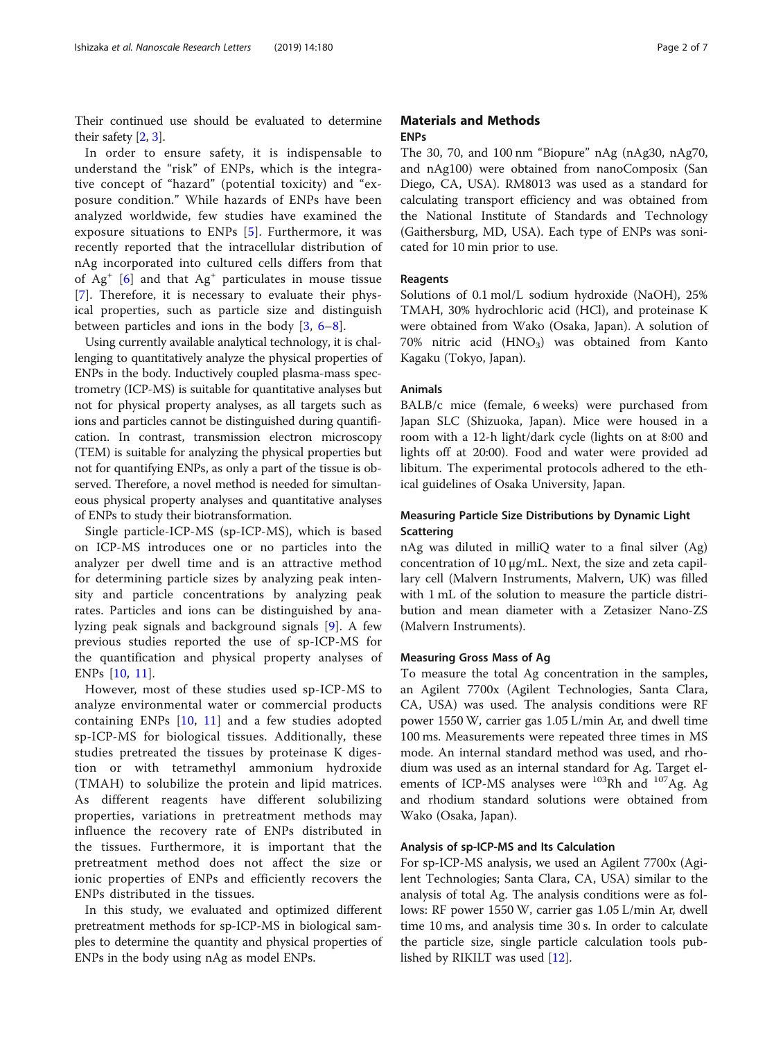Their continued use should be evaluated to determine their safety [2, 3].

In order to ensure safety, it is indispensable to understand the "risk" of ENPs, which is the integrative concept of "hazard" (potential toxicity) and "exposure condition." While hazards of ENPs have been analyzed worldwide, few studies have examined the exposure situations to ENPs [5]. Furthermore, it was recently reported that the intracellular distribution of nAg incorporated into cultured cells differs from that of $Ag^+$ [6] and that $Ag^+$ particulates in mouse tissue [7]. Therefore, it is necessary to evaluate their physical properties, such as particle size and distinguish between particles and ions in the body [3, 6–8].

Using currently available analytical technology, it is challenging to quantitatively analyze the physical properties of ENPs in the body. Inductively coupled plasma-mass spectrometry (ICP-MS) is suitable for quantitative analyses but not for physical property analyses, as all targets such as ions and particles cannot be distinguished during quantification. In contrast, transmission electron microscopy (TEM) is suitable for analyzing the physical properties but not for quantifying ENPs, as only a part of the tissue is observed. Therefore, a novel method is needed for simultaneous physical property analyses and quantitative analyses of ENPs to study their biotransformation.

Single particle-ICP-MS (sp-ICP-MS), which is based on ICP-MS introduces one or no particles into the analyzer per dwell time and is an attractive method for determining particle sizes by analyzing peak intensity and particle concentrations by analyzing peak rates. Particles and ions can be distinguished by analyzing peak signals and background signals [9]. A few previous studies reported the use of sp-ICP-MS for the quantification and physical property analyses of ENPs [10, 11].

However, most of these studies used sp-ICP-MS to analyze environmental water or commercial products containing ENPs [10, 11] and a few studies adopted sp-ICP-MS for biological tissues. Additionally, these studies pretreated the tissues by proteinase K digestion or with tetramethyl ammonium hydroxide (TMAH) to solubilize the protein and lipid matrices. As different reagents have different solubilizing properties, variations in pretreatment methods may influence the recovery rate of ENPs distributed in the tissues. Furthermore, it is important that the pretreatment method does not affect the size or ionic properties of ENPs and efficiently recovers the ENPs distributed in the tissues.

In this study, we evaluated and optimized different pretreatment methods for sp-ICP-MS in biological samples to determine the quantity and physical properties of ENPs in the body using nAg as model ENPs.

## Materials and Methods

### ENPs

The 30, 70, and 100 nm "Biopure" nAg (nAg30, nAg70, and nAg100) were obtained from nanoComposix (San Diego, CA, USA). RM8013 was used as a standard for calculating transport efficiency and was obtained from the National Institute of Standards and Technology (Gaithersburg, MD, USA). Each type of ENPs was sonicated for 10 min prior to use.

### Reagents

Solutions of 0.1 mol/L sodium hydroxide (NaOH), 25% TMAH, 30% hydrochloric acid (HCl), and proteinase K were obtained from Wako (Osaka, Japan). A solution of 70% nitric acid ($HNO_3$) was obtained from Kanto Kagaku (Tokyo, Japan).

### Animals

BALB/c mice (female, 6 weeks) were purchased from Japan SLC (Shizuoka, Japan). Mice were housed in a room with a 12-h light/dark cycle (lights on at 8:00 and lights off at 20:00). Food and water were provided ad libitum. The experimental protocols adhered to the ethical guidelines of Osaka University, Japan.

### Measuring Particle Size Distributions by Dynamic Light Scattering

nAg was diluted in milliQ water to a final silver (Ag) concentration of 10 μg/mL. Next, the size and zeta capillary cell (Malvern Instruments, Malvern, UK) was filled with 1 mL of the solution to measure the particle distribution and mean diameter with a Zetasizer Nano-ZS (Malvern Instruments).

### Measuring Gross Mass of Ag

To measure the total Ag concentration in the samples, an Agilent 7700x (Agilent Technologies, Santa Clara, CA, USA) was used. The analysis conditions were RF power 1550 W, carrier gas 1.05 L/min Ar, and dwell time 100 ms. Measurements were repeated three times in MS mode. An internal standard method was used, and rhodium was used as an internal standard for Ag. Target elements of ICP-MS analyses were $^{103}Rh$ and $^{107}Ag$. Ag and rhodium standard solutions were obtained from Wako (Osaka, Japan).

### Analysis of sp-ICP-MS and Its Calculation

For sp-ICP-MS analysis, we used an Agilent 7700x (Agilent Technologies; Santa Clara, CA, USA) similar to the analysis of total Ag. The analysis conditions were as follows: RF power 1550 W, carrier gas 1.05 L/min Ar, dwell time 10 ms, and analysis time 30 s. In order to calculate the particle size, single particle calculation tools published by RIKILT was used [12].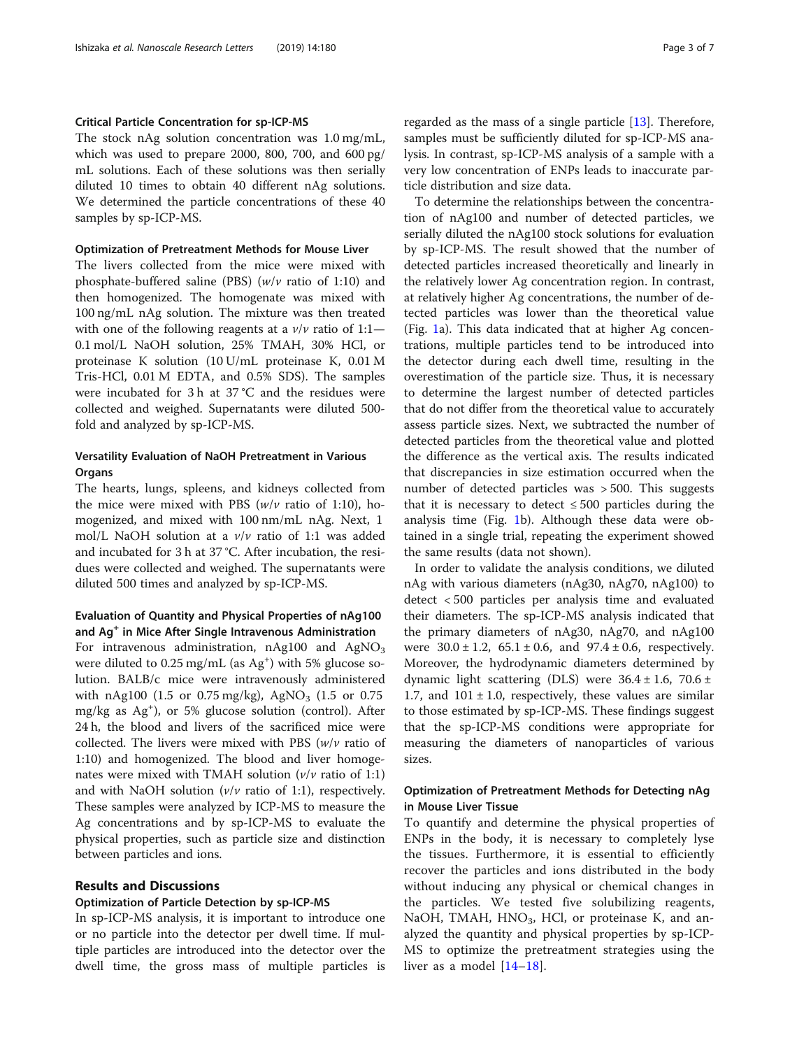#### Critical Particle Concentration for sp-ICP-MS

The stock nAg solution concentration was 1.0 mg/mL, which was used to prepare 2000, 800, 700, and 600 pg/mL solutions. Each of these solutions was then serially diluted 10 times to obtain 40 different nAg solutions. We determined the particle concentrations of these 40 samples by sp-ICP-MS.

#### Optimization of Pretreatment Methods for Mouse Liver

The livers collected from the mice were mixed with phosphate-buffered saline (PBS) (*w*/*v* ratio of 1:10) and then homogenized. The homogenate was mixed with 100 ng/mL nAg solution. The mixture was then treated with one of the following reagents at a *v*/*v* ratio of 1:1—0.1 mol/L NaOH solution, 25% TMAH, 30% HCl, or proteinase K solution (10 U/mL proteinase K, 0.01 M Tris-HCl, 0.01 M EDTA, and 0.5% SDS). The samples were incubated for 3 h at 37 °C and the residues were collected and weighed. Supernatants were diluted 500-fold and analyzed by sp-ICP-MS.

#### Versatility Evaluation of NaOH Pretreatment in Various Organs

The hearts, lungs, spleens, and kidneys collected from the mice were mixed with PBS (*w*/*v* ratio of 1:10), homogenized, and mixed with 100 nm/mL nAg. Next, 1 mol/L NaOH solution at a *v*/*v* ratio of 1:1 was added and incubated for 3 h at 37 °C. After incubation, the residues were collected and weighed. The supernatants were diluted 500 times and analyzed by sp-ICP-MS.

#### Evaluation of Quantity and Physical Properties of nAg100 and $Ag^+$ in Mice After Single Intravenous Administration

For intravenous administration, nAg100 and $AgNO_3$ were diluted to 0.25 mg/mL (as $Ag^+$) with 5% glucose solution. BALB/c mice were intravenously administered with nAg100 (1.5 or 0.75 mg/kg), $AgNO_3$ (1.5 or 0.75 mg/kg as $Ag^+$), or 5% glucose solution (control). After 24 h, the blood and livers of the sacrificed mice were collected. The livers were mixed with PBS (*w*/*v* ratio of 1:10) and homogenized. The blood and liver homogenates were mixed with TMAH solution (*v*/*v* ratio of 1:1) and with NaOH solution (*v*/*v* ratio of 1:1), respectively. These samples were analyzed by ICP-MS to measure the Ag concentrations and by sp-ICP-MS to evaluate the physical properties, such as particle size and distinction between particles and ions.

## Results and Discussions

#### Optimization of Particle Detection by sp-ICP-MS

In sp-ICP-MS analysis, it is important to introduce one or no particle into the detector per dwell time. If multiple particles are introduced into the detector over the dwell time, the gross mass of multiple particles is regarded as the mass of a single particle [13]. Therefore, samples must be sufficiently diluted for sp-ICP-MS analysis. In contrast, sp-ICP-MS analysis of a sample with a very low concentration of ENPs leads to inaccurate particle distribution and size data.

To determine the relationships between the concentration of nAg100 and number of detected particles, we serially diluted the nAg100 stock solutions for evaluation by sp-ICP-MS. The result showed that the number of detected particles increased theoretically and linearly in the relatively lower Ag concentration region. In contrast, at relatively higher Ag concentrations, the number of detected particles was lower than the theoretical value (Fig. 1a). This data indicated that at higher Ag concentrations, multiple particles tend to be introduced into the detector during each dwell time, resulting in the overestimation of the particle size. Thus, it is necessary to determine the largest number of detected particles that do not differ from the theoretical value to accurately assess particle sizes. Next, we subtracted the number of detected particles from the theoretical value and plotted the difference as the vertical axis. The results indicated that discrepancies in size estimation occurred when the number of detected particles was > 500. This suggests that it is necessary to detect ≤ 500 particles during the analysis time (Fig. 1b). Although these data were obtained in a single trial, repeating the experiment showed the same results (data not shown).

In order to validate the analysis conditions, we diluted nAg with various diameters (nAg30, nAg70, nAg100) to detect < 500 particles per analysis time and evaluated their diameters. The sp-ICP-MS analysis indicated that the primary diameters of nAg30, nAg70, and nAg100 were 30.0 ± 1.2, 65.1 ± 0.6, and 97.4 ± 0.6, respectively. Moreover, the hydrodynamic diameters determined by dynamic light scattering (DLS) were 36.4 ± 1.6, 70.6 ± 1.7, and 101 ± 1.0, respectively, these values are similar to those estimated by sp-ICP-MS. These findings suggest that the sp-ICP-MS conditions were appropriate for measuring the diameters of nanoparticles of various sizes.

#### Optimization of Pretreatment Methods for Detecting nAg in Mouse Liver Tissue

To quantify and determine the physical properties of ENPs in the body, it is necessary to completely lyse the tissues. Furthermore, it is essential to efficiently recover the particles and ions distributed in the body without inducing any physical or chemical changes in the particles. We tested five solubilizing reagents, NaOH, TMAH, $HNO_3$, HCl, or proteinase K, and analyzed the quantity and physical properties by sp-ICP-MS to optimize the pretreatment strategies using the liver as a model [14–18].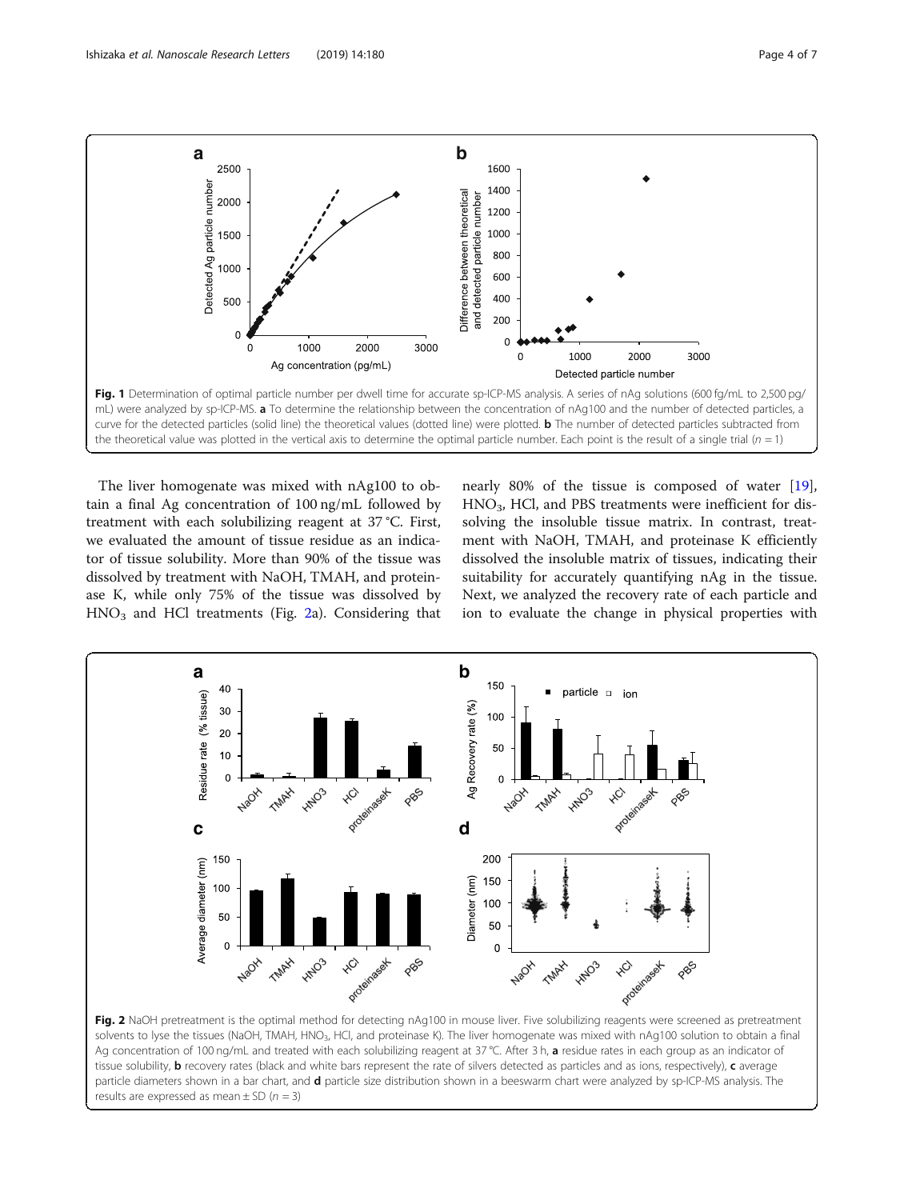Fig. 1 Determination of optimal particle number per dwell time for accurate sp-ICP-MS analysis. A series of nAg solutions (600 fg/mL to 2,500 pg/mL) were analyzed by sp-ICP-MS. **a** To determine the relationship between the concentration of nAg100 and the number of detected particles, a curve for the detected particles (solid line) the theoretical values (dotted line) were plotted. **b** The number of detected particles subtracted from the theoretical value was plotted in the vertical axis to determine the optimal particle number. Each point is the result of a single trial ($n = 1$)

The liver homogenate was mixed with nAg100 to obtain a final Ag concentration of 100 ng/mL followed by treatment with each solubilizing reagent at 37 °C. First, we evaluated the amount of tissue residue as an indicator of tissue solubility. More than 90% of the tissue was dissolved by treatment with NaOH, TMAH, and proteinase K, while only 75% of the tissue was dissolved by $HNO_3$ and HCl treatments (Fig. 2a). Considering that nearly 80% of the tissue is composed of water [19], $HNO_3$, HCl, and PBS treatments were inefficient for dissolving the insoluble tissue matrix. In contrast, treatment with NaOH, TMAH, and proteinase K efficiently dissolved the insoluble matrix of tissues, indicating their suitability for accurately quantifying nAg in the tissue. Next, we analyzed the recovery rate of each particle and ion to evaluate the change in physical properties with

Fig. 2 NaOH pretreatment is the optimal method for detecting nAg100 in mouse liver. Five solubilizing reagents were screened as pretreatment solvents to lyse the tissues (NaOH, TMAH, $HNO_3$, HCl, and proteinase K). The liver homogenate was mixed with nAg100 solution to obtain a final Ag concentration of 100 ng/mL and treated with each solubilizing reagent at 37 °C. After 3 h, **a** residue rates in each group as an indicator of tissue solubility, **b** recovery rates (black and white bars represent the rate of silvers detected as particles and as ions, respectively), **c** average particle diameters shown in a bar chart, and **d** particle size distribution shown in a beeswarm chart were analyzed by sp-ICP-MS analysis. The results are expressed as mean ± SD ($n = 3$)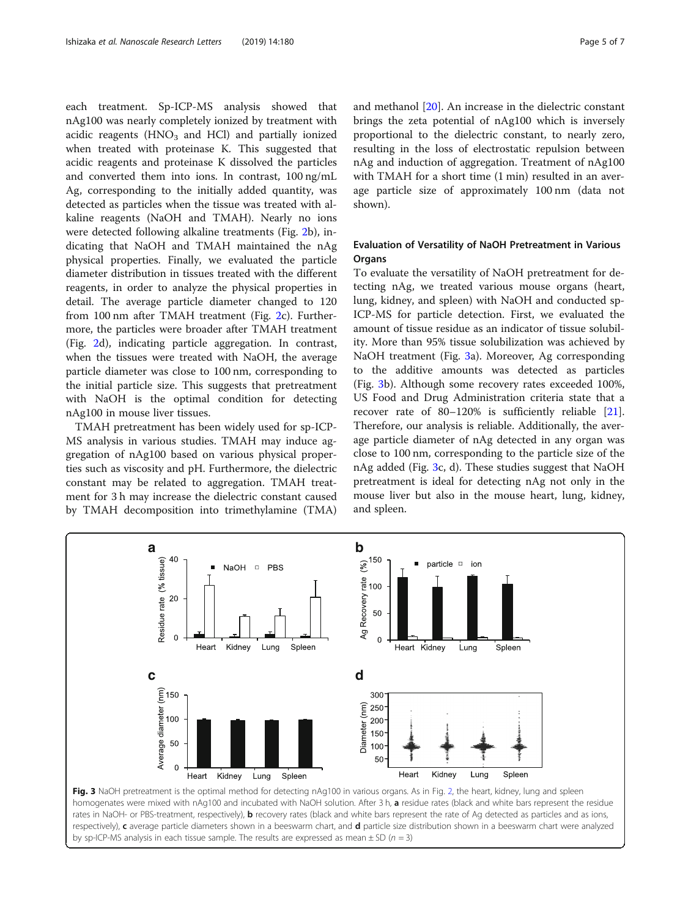each treatment. Sp-ICP-MS analysis showed that nAg100 was nearly completely ionized by treatment with acidic reagents ($HNO_3$ and HCl) and partially ionized when treated with proteinase K. This suggested that acidic reagents and proteinase K dissolved the particles and converted them into ions. In contrast, 100 ng/mL Ag, corresponding to the initially added quantity, was detected as particles when the tissue was treated with alkaline reagents (NaOH and TMAH). Nearly no ions were detected following alkaline treatments (Fig. 2b), indicating that NaOH and TMAH maintained the nAg physical properties. Finally, we evaluated the particle diameter distribution in tissues treated with the different reagents, in order to analyze the physical properties in detail. The average particle diameter changed to 120 from 100 nm after TMAH treatment (Fig. 2c). Furthermore, the particles were broader after TMAH treatment (Fig. 2d), indicating particle aggregation. In contrast, when the tissues were treated with NaOH, the average particle diameter was close to 100 nm, corresponding to the initial particle size. This suggests that pretreatment with NaOH is the optimal condition for detecting nAg100 in mouse liver tissues.

TMAH pretreatment has been widely used for sp-ICP-MS analysis in various studies. TMAH may induce aggregation of nAg100 based on various physical properties such as viscosity and pH. Furthermore, the dielectric constant may be related to aggregation. TMAH treatment for 3 h may increase the dielectric constant caused by TMAH decomposition into trimethylamine (TMA) and methanol [20]. An increase in the dielectric constant brings the zeta potential of nAg100 which is inversely proportional to the dielectric constant, to nearly zero, resulting in the loss of electrostatic repulsion between nAg and induction of aggregation. Treatment of nAg100 with TMAH for a short time (1 min) resulted in an average particle size of approximately 100 nm (data not shown).

## Evaluation of Versatility of NaOH Pretreatment in Various Organs

To evaluate the versatility of NaOH pretreatment for detecting nAg, we treated various mouse organs (heart, lung, kidney, and spleen) with NaOH and conducted sp-ICP-MS for particle detection. First, we evaluated the amount of tissue residue as an indicator of tissue solubility. More than 95% tissue solubilization was achieved by NaOH treatment (Fig. 3a). Moreover, Ag corresponding to the additive amounts was detected as particles (Fig. 3b). Although some recovery rates exceeded 100%, US Food and Drug Administration criteria state that a recover rate of 80–120% is sufficiently reliable [21]. Therefore, our analysis is reliable. Additionally, the average particle diameter of nAg detected in any organ was close to 100 nm, corresponding to the particle size of the nAg added (Fig. 3c, d). These studies suggest that NaOH pretreatment is ideal for detecting nAg not only in the mouse liver but also in the mouse heart, lung, kidney, and spleen.

**Fig. 3** NaOH pretreatment is the optimal method for detecting nAg100 in various organs. As in Fig. 2, the heart, kidney, lung and spleen homogenates were mixed with nAg100 and incubated with NaOH solution. After 3 h, **a** residue rates (black and white bars represent the residue rates in NaOH- or PBS-treatment, respectively), **b** recovery rates (black and white bars represent the rate of Ag detected as particles and as ions, respectively), **c** average particle diameters shown in a beeswarm chart, and **d** particle size distribution shown in a beeswarm chart were analyzed by sp-ICP-MS analysis in each tissue sample. The results are expressed as mean ± SD ($n$ = 3)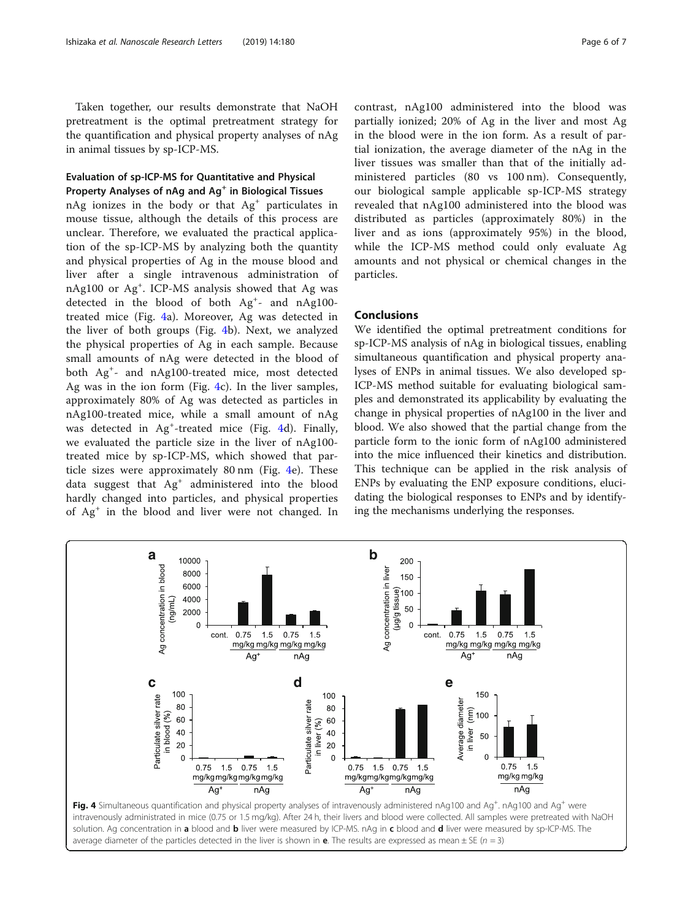Taken together, our results demonstrate that NaOH pretreatment is the optimal pretreatment strategy for the quantification and physical property analyses of nAg in animal tissues by sp-ICP-MS.

### Evaluation of sp-ICP-MS for Quantitative and Physical Property Analyses of nAg and $Ag^+$ in Biological Tissues

nAg ionizes in the body or that $Ag^+$ particulates in mouse tissue, although the details of this process are unclear. Therefore, we evaluated the practical application of the sp-ICP-MS by analyzing both the quantity and physical properties of Ag in the mouse blood and liver after a single intravenous administration of nAg100 or $Ag^+$. ICP-MS analysis showed that Ag was detected in the blood of both $Ag^+$- and nAg100-treated mice (Fig. 4a). Moreover, Ag was detected in the liver of both groups (Fig. 4b). Next, we analyzed the physical properties of Ag in each sample. Because small amounts of nAg were detected in the blood of both $Ag^+$- and nAg100-treated mice, most detected Ag was in the ion form (Fig. 4c). In the liver samples, approximately 80% of Ag was detected as particles in nAg100-treated mice, while a small amount of nAg was detected in $Ag^+$-treated mice (Fig. 4d). Finally, we evaluated the particle size in the liver of nAg100-treated mice by sp-ICP-MS, which showed that particle sizes were approximately 80 nm (Fig. 4e). These data suggest that $Ag^+$ administered into the blood hardly changed into particles, and physical properties of $Ag^+$ in the blood and liver were not changed. In contrast, nAg100 administered into the blood was partially ionized; 20% of Ag in the liver and most Ag in the blood were in the ion form. As a result of partial ionization, the average diameter of the nAg in the liver tissues was smaller than that of the initially administered particles (80 vs 100 nm). Consequently, our biological sample applicable sp-ICP-MS strategy revealed that nAg100 administered into the blood was distributed as particles (approximately 80%) in the liver and as ions (approximately 95%) in the blood, while the ICP-MS method could only evaluate Ag amounts and not physical or chemical changes in the particles.

## Conclusions

We identified the optimal pretreatment conditions for sp-ICP-MS analysis of nAg in biological tissues, enabling simultaneous quantification and physical property analyses of ENPs in animal tissues. We also developed sp-ICP-MS method suitable for evaluating biological samples and demonstrated its applicability by evaluating the change in physical properties of nAg100 in the liver and blood. We also showed that the partial change from the particle form to the ionic form of nAg100 administered into the mice influenced their kinetics and distribution. This technique can be applied in the risk analysis of ENPs by evaluating the ENP exposure conditions, elucidating the biological responses to ENPs and by identifying the mechanisms underlying the responses.

**Fig. 4** Simultaneous quantification and physical property analyses of intravenously administered nAg100 and $Ag^+$. nAg100 and $Ag^+$ were intravenously administrated in mice (0.75 or 1.5 mg/kg). After 24 h, their livers and blood were collected. All samples were pretreated with NaOH solution. Ag concentration in **a** blood and **b** liver were measured by ICP-MS. nAg in **c** blood and **d** liver were measured by sp-ICP-MS. The average diameter of the particles detected in the liver is shown in **e**. The results are expressed as mean ± SE ($n = 3$)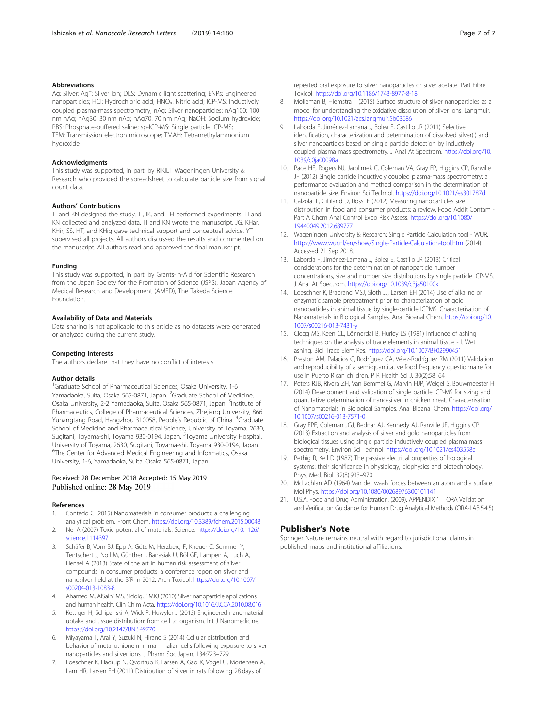### Abbreviations

Ag: Silver; $Ag^+$: Silver ion; DLS: Dynamic light scattering; ENPs: Engineered nanoparticles; HCl: Hydrochloric acid; $HNO_3$: Nitric acid; ICP-MS: Inductively coupled plasma-mass spectrometry; nAg: Silver nanoparticles; nAg100: 100 nm nAg; nAg30: 30 nm nAg; nAg70: 70 nm nAg; NaOH: Sodium hydroxide; PBS: Phosphate-buffered saline; sp-ICP-MS: Single particle ICP-MS; TEM: Transmission electron microscope; TMAH: Tetramethylammonium hydroxide

### Acknowledgments

This study was supported, in part, by RIKILT Wageningen University & Research who provided the spreadsheet to calculate particle size from signal count data.

### Authors' Contributions

TI and KN designed the study. TI, IK, and TH performed experiments. TI and KN collected and analyzed data. TI and KN wrote the manuscript. JG, KHar, KHir, SS, HT, and KHig gave technical support and conceptual advice. YT supervised all projects. All authors discussed the results and commented on the manuscript. All authors read and approved the final manuscript.

### Funding

This study was supported, in part, by Grants-in-Aid for Scientific Research from the Japan Society for the Promotion of Science (JSPS), Japan Agency of Medical Research and Development (AMED), The Takeda Science Foundation.

### Availability of Data and Materials

Data sharing is not applicable to this article as no datasets were generated or analyzed during the current study.

### Competing Interests

The authors declare that they have no conflict of interests.

### Author details

[1]Graduate School of Pharmaceutical Sciences, Osaka University, 1-6 Yamadaoka, Suita, Osaka 565-0871, Japan. [2]Graduate School of Medicine, Osaka University, 2-2 Yamadaoka, Suita, Osaka 565-0871, Japan. [3]Institute of Pharmaceutics, College of Pharmaceutical Sciences, Zhejiang University, 866 Yuhangtang Road, Hangzhou 310058, People's Republic of China. [4]Graduate School of Medicine and Pharmaceutical Science, University of Toyama, 2630, Sugitani, Toyama-shi, Toyama 930-0194, Japan. [5]Toyama University Hospital, University of Toyama, 2630, Sugitani, Toyama-shi, Toyama 930-0194, Japan. [6]The Center for Advanced Medical Engineering and Informatics, Osaka University, 1-6, Yamadaoka, Suita, Osaka 565-0871, Japan.

Received: 28 December 2018 Accepted: 15 May 2019
Published online: 28 May 2019

### References

1. Contado C (2015) Nanomaterials in consumer products: a challenging analytical problem. Front Chem. https://doi.org/10.3389/fchem.2015.00048
2. Nel A (2007) Toxic potential of materials. Science. https://doi.org/10.1126/science.1114397
3. Schäfer B, Vom BJ, Epp A, Götz M, Herzberg F, Kneuer C, Sommer Y, Tentschert J, Noll M, Günther I, Banasiak U, Böl GF, Lampen A, Luch A, Hensel A (2013) State of the art in human risk assessment of silver compounds in consumer products: a conference report on silver and nanosilver held at the BfR in 2012. Arch Toxicol. https://doi.org/10.1007/s00204-013-1083-8
4. Ahamed M, AlSalhi MS, Siddiqui MKJ (2010) Silver nanoparticle applications and human health. Clin Chim Acta. https://doi.org/10.1016/J.CCA.2010.08.016
5. Kettiger H, Schipanski A, Wick P, Huwyler J (2013) Engineered nanomaterial uptake and tissue distribution: from cell to organism. Int J Nanomedicine. https://doi.org/10.2147/IJN.S49770
6. Miyayama T, Arai Y, Suzuki N, Hirano S (2014) Cellular distribution and behavior of metallothionein in mammalian cells following exposure to silver nanoparticles and silver ions. J Pharm Soc Japan. 134:723–729
7. Loeschner K, Hadrup N, Qvortrup K, Larsen A, Gao X, Vogel U, Mortensen A, Lam HR, Larsen EH (2011) Distribution of silver in rats following 28 days of repeated oral exposure to silver nanoparticles or silver acetate. Part Fibre Toxicol. https://doi.org/10.1186/1743-8977-8-18
8. Molleman B, Hiemstra T (2015) Surface structure of silver nanoparticles as a model for understanding the oxidative dissolution of silver ions. Langmuir. https://doi.org/10.1021/acs.langmuir.5b03686
9. Laborda F, Jiménez-Lamana J, Bolea E, Castillo JR (2011) Selective identification, characterization and determination of dissolved silver(i) and silver nanoparticles based on single particle detection by inductively coupled plasma mass spectrometry. J Anal At Spectrom. https://doi.org/10.1039/c0ja00098a
10. Pace HE, Rogers NJ, Jarolimek C, Coleman VA, Gray EP, Higgins CP, Ranville JF (2012) Single particle inductively coupled plasma-mass spectrometry: a performance evaluation and method comparison in the determination of nanoparticle size. Environ Sci Technol. https://doi.org/10.1021/es301787d
11. Calzolai L, Gilliland D, Rossi F (2012) Measuring nanoparticles size distribution in food and consumer products: a review. Food Addit Contam - Part A Chem Anal Control Expo Risk Assess. https://doi.org/10.1080/19440049.2012.689777
12. Wageningen University & Research: Single Particle Calculation tool - WUR. https://www.wur.nl/en/show/Single-Particle-Calculation-tool.htm (2014) Accessed 21 Sep 2018.
13. Laborda F, Jiménez-Lamana J, Bolea E, Castillo JR (2013) Critical considerations for the determination of nanoparticle number concentrations, size and number size distributions by single particle ICP-MS. J Anal At Spectrom. https://doi.org/10.1039/c3ja50100k
14. Loeschner K, Brabrand MSJ, Sloth JJ, Larsen EH (2014) Use of alkaline or enzymatic sample pretreatment prior to characterization of gold nanoparticles in animal tissue by single-particle ICPMS. Characterisation of Nanomaterials in Biological Samples. Anal Bioanal Chem. https://doi.org/10.1007/s00216-013-7431-y
15. Clegg MS, Keen CL, Lönnerdal B, Hurley LS (1981) Influence of ashing techniques on the analysis of trace elements in animal tissue - I. Wet ashing. Biol Trace Elem Res. https://doi.org/10.1007/BF02990451
16. Preston AM, Palacios C, Rodríguez CA, Vélez-Rodríguez RM (2011) Validation and reproducibility of a semi-quantitative food frequency questionnaire for use in Puerto Rican children. P R Health Sci J. 30(2):58–64
17. Peters RJB, Rivera ZH, Van Bemmel G, Marvin HJP, Weigel S, Bouwmeester H (2014) Development and validation of single particle ICP-MS for sizing and quantitative determination of nano-silver in chicken meat. Characterisation of Nanomaterials in Biological Samples. Anal Bioanal Chem. https://doi.org/10.1007/s00216-013-7571-0
18. Gray EPE, Coleman JGJ, Bednar AJ, Kennedy AJ, Ranville JF, Higgins CP (2013) Extraction and analysis of silver and gold nanoparticles from biological tissues using single particle inductively coupled plasma mass spectrometry. Environ Sci Technol. https://doi.org/10.1021/es403558c
19. Pethig R, Kell D (1987) The passive electrical properties of biological systems: their significance in physiology, biophysics and biotechnology. Phys. Med. Biol. 32(8):933–970
20. McLachlan AD (1964) Van der waals forces between an atom and a surface. Mol Phys. https://doi.org/10.1080/00268976300101141
21. U.S.A. Food and Drug Administration. (2009). APPENDIX 1 – ORA Validation and Verification Guidance for Human Drug Analytical Methods (ORA-LAB.5.4.5).

## Publisher's Note

Springer Nature remains neutral with regard to jurisdictional claims in published maps and institutional affiliations.